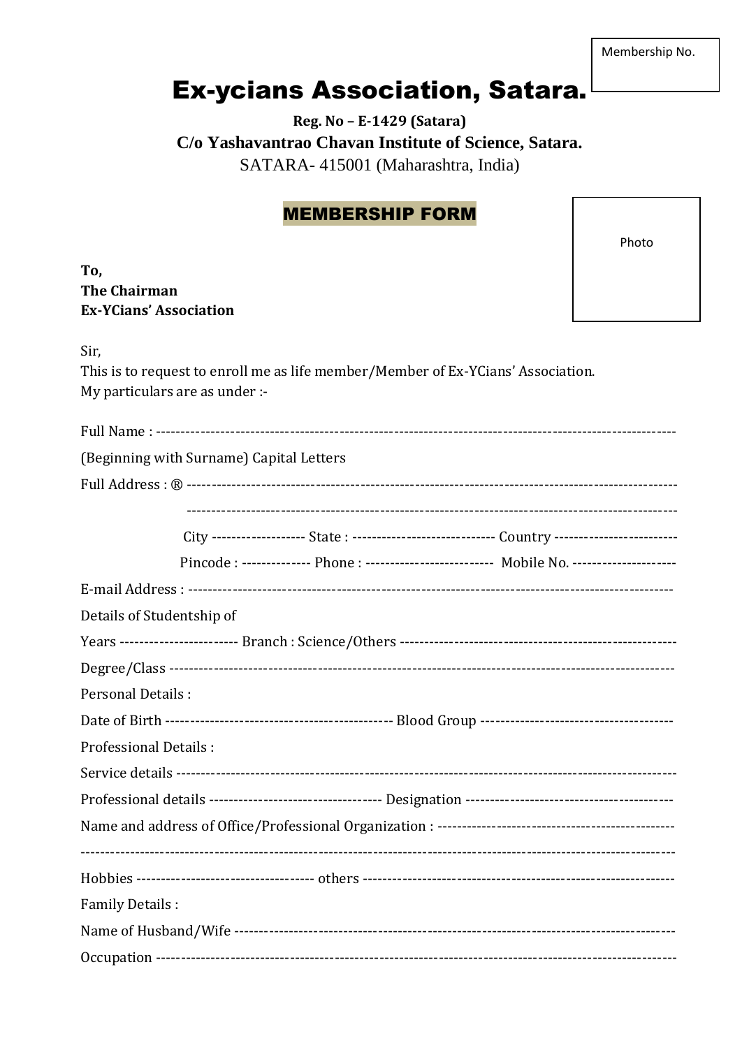Membership No.

# Ex-ycians Association, Satara.

**Reg. No – E-1429 (Satara)**

**C/o Yashavantrao Chavan Institute of Science, Satara.**

SATARA- 415001 (Maharashtra, India)

## MEMBERSHIP FORM

Photo

**To,**
**The Chairman**
**Ex-YCians' Association**

Sir,

This is to request to enroll me as life member/Member of Ex-YCians' Association.
My particulars are as under :-

Full Name : -----------------------------------------------------------------------------------------------------

(Beginning with Surname) Capital Letters

Full Address : ® ----------------------------------------------------------------------------------------------

-----------------------------------------------------------------------------------------------

City ------------------- State : ---------------------------- Country ------------------------

Pincode : -------------- Phone : ------------------------- Mobile No. ---------------------

E-mail Address : -----------------------------------------------------------------------------------------

Details of Studentship of

Years ------------------------ Branch : Science/Others -------------------------------------------------------

Degree/Class -----------------------------------------------------------------------------------------------

Personal Details :

Date of Birth --------------------------------------------- Blood Group --------------------------------------

Professional Details :

Service details -----------------------------------------------------------------------------------------------

Professional details ---------------------------------- Designation -----------------------------------------

Name and address of Office/Professional Organization : -----------------------------------------------

-----------------------------------------------------------------------------------------------------------------

Hobbies ----------------------------------- others ---------------------------------------------------------------

Family Details :

Name of Husband/Wife -----------------------------------------------------------------------------------

Occupation --------------------------------------------------------------------------------------------------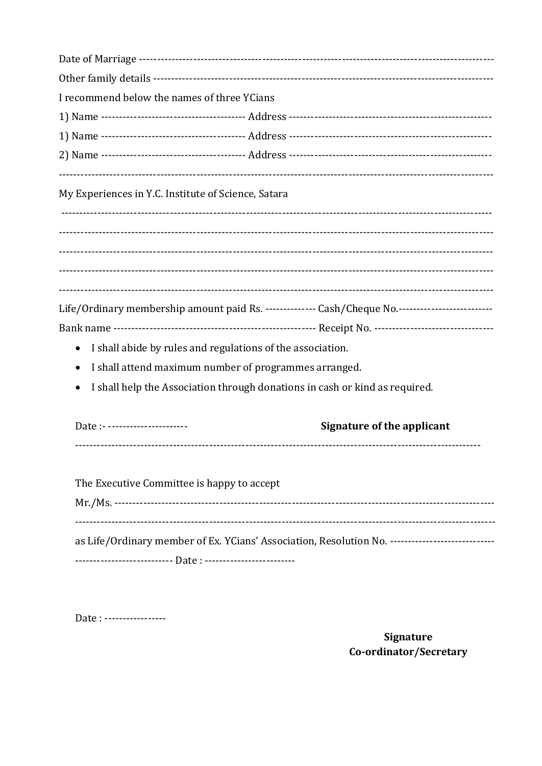Date of Marriage ------------------------------------------------------------------------------------------------

Other family details -------------------------------------------------------------------------------------------

I recommend below the names of three YCians

1) Name --------------------------------------- Address -------------------------------------------------------

1) Name --------------------------------------- Address -------------------------------------------------------

2) Name --------------------------------------- Address -------------------------------------------------------

-------------------------------------------------------------------------------------------------------------------

My Experiences in Y.C. Institute of Science, Satara

-------------------------------------------------------------------------------------------------------------------

-------------------------------------------------------------------------------------------------------------------

-------------------------------------------------------------------------------------------------------------------

-------------------------------------------------------------------------------------------------------------------

-------------------------------------------------------------------------------------------------------------------

Life/Ordinary membership amount paid Rs. -------------- Cash/Cheque No.--------------------------

Bank name ------------------------------------------------------- Receipt No. ---------------------------------

- I shall abide by rules and regulations of the association.
- I shall attend maximum number of programmes arranged.
- I shall help the Association through donations in cash or kind as required.

Date :- ----------------------                                **Signature of the applicant**

---------------------------------------------------------------------------------------------------------------

The Executive Committee is happy to accept

Mr./Ms. ---------------------------------------------------------------------------------------------------------

-------------------------------------------------------------------------------------------------------------------

as Life/Ordinary member of Ex. YCians' Association, Resolution No. -----------------------------

-------------------------- Date : ------------------------

Date : -----------------

**Signature**

**Co-ordinator/Secretary**